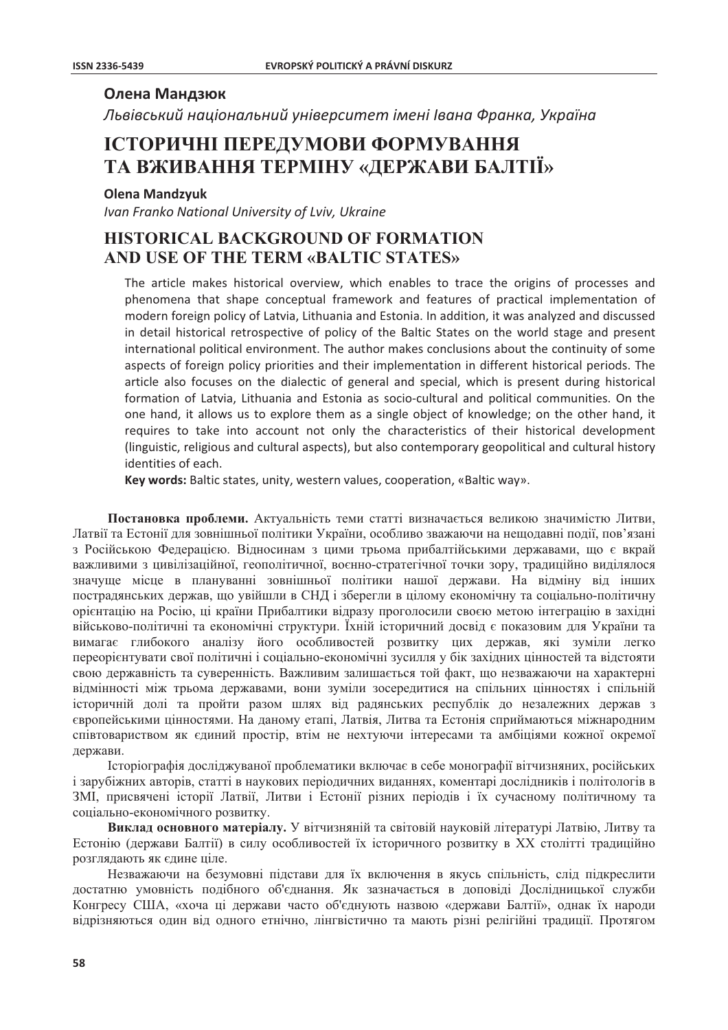**Олена Мандзюк**

*Львівський національний університет імені Івана Франка, Україна*

# ІСТОРИЧНІ ПЕРЕДУМОВИ ФОРМУВАННЯ ТА ВЖИВАННЯ ТЕРМІНУ «ДЕРЖАВИ БАЛТІЇ»

**Olena Mandzyuk**

*Ivan Franko National University of Lviv, Ukraine*

# HISTORICAL BACKGROUND OF FORMATION AND USE OF THE TERM «BALTIC STATES»

The article makes historical overview, which enables to trace the origins of processes and phenomena that shape conceptual framework and features of practical implementation of modern foreign policy of Latvia, Lithuania and Estonia. In addition, it was analyzed and discussed in detail historical retrospective of policy of the Baltic States on the world stage and present international political environment. The author makes conclusions about the continuity of some aspects of foreign policy priorities and their implementation in different historical periods. The article also focuses on the dialectic of general and special, which is present during historical formation of Latvia, Lithuania and Estonia as socio-cultural and political communities. On the one hand, it allows us to explore them as a single object of knowledge; on the other hand, it requires to take into account not only the characteristics of their historical development (linguistic, religious and cultural aspects), but also contemporary geopolitical and cultural history identities of each.

**Key words:** Baltic states, unity, western values, cooperation, «Baltic way».

**Постановка проблеми.** Актуальність теми статті визначається великою значимістю Литви, Латвії та Естонії для зовнішньої політики України, особливо зважаючи на нещодавні події, пов'язані з Російською Федерацією. Відносинам з цими трьома прибалтійськими державами, що є вкрай важливими з цивілізаційної, геополітичної, воєнно-стратегічної точки зору, традиційно виділялося значуще місце в плануванні зовнішньої політики нашої держави. На відміну від інших пострадянських держав, що увійшли в СНД і зберегли в цілому економічну та соціально-політичну орієнтацію на Росію, ці країни Прибалтики відразу проголосили своєю метою інтеграцію в західні військово-політичні та економічні структури. Їхній історичний досвід є показовим для України та вимагає глибокого аналізу його особливостей розвитку цих держав, які зуміли легко переорієнтувати свої політичні і соціально-економічні зусилля у бік західних цінностей та відстояти свою державність та суверенність. Важливим залишається той факт, що незважаючи на характерні відмінності між трьома державами, вони зуміли зосередитися на спільних цінностях і спільній історичній долі та пройти разом шлях від радянських республік до незалежних держав з європейськими цінностями. На даному етапі, Латвія, Литва та Естонія сприймаються міжнародним співтовариством як єдиний простір, втім не нехтуючи інтересами та амбіціями кожної окремої держави.

Історіографія досліджуваної проблематики включає в себе монографії вітчизняних, російських і зарубіжних авторів, статті в наукових періодичних виданнях, коментарі дослідників і політологів в ЗМІ, присвячені історії Латвії, Литви і Естонії різних періодів і їх сучасному політичному та соціально-економічному розвитку.

**Виклад основного матеріалу.** У вітчизняній та світовій науковій літературі Латвію, Литву та Естонію (держави Балтії) в силу особливостей їх історичного розвитку в ХХ столітті традиційно розглядають як єдине ціле.

Незважаючи на безумовні підстави для їх включення в якусь спільність, слід підкреслити достатню умовність подібного об'єднання. Як зазначається в доповіді Дослідницької служби Конгресу США, «хоча ці держави часто об'єднують назвою «держави Балтії», однак їх народи відрізняються один від одного етнічно, лінгвістично та мають різні релігійні традиції. Протягом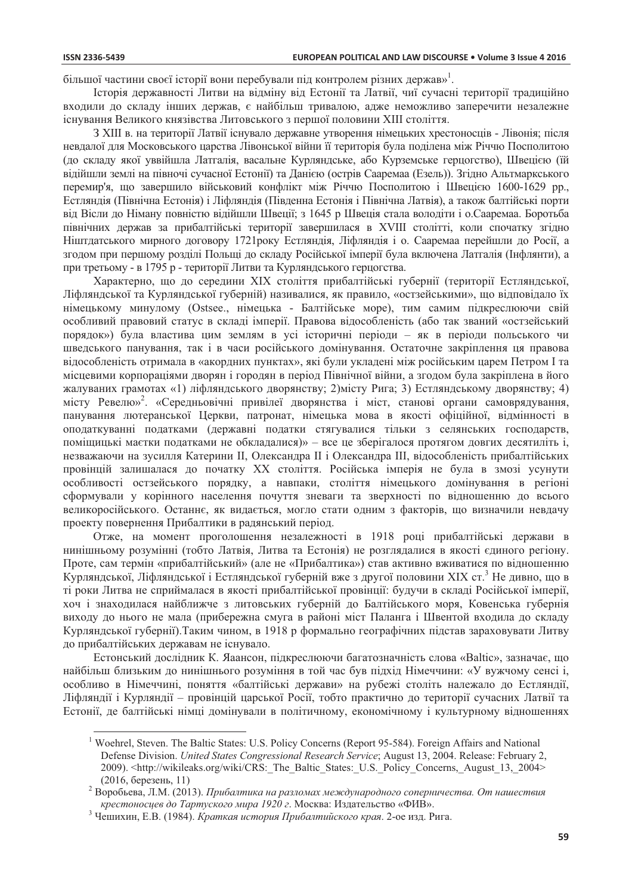більшої частини своєї історії вони перебували під контролем різних держав»[1].

Історія державності Литви на відміну від Естонії та Латвії, чиї сучасні території традиційно входили до складу інших держав, є найбільш тривалою, адже неможливо заперечити незалежне існування Великого князівства Литовського з першої половини XIII століття.

З XIII в. на території Латвії існувало державне утворення німецьких хрестоносців - Лівонія; після невдалої для Московського царства Лівонської війни її територія була поділена між Річчю Посполитою (до складу якої уввійшла Латгалія, васальне Курляндське, або Курземське герцогство), Швецією (їй відійшли землі на півночі сучасної Естонії) та Данією (острів Сааремаа (Езель)). Згідно Альтмаркського перемир'я, що завершило військовий конфлікт між Річчю Посполитою і Швецією 1600-1629 рр., Естляндія (Північна Естонія) і Ліфляндія (Південна Естонія і Північна Латвія), а також балтійські порти від Вісли до Німану повністю відійшли Швеції; з 1645 р Швеція стала володіти і о.Сааремаа. Боротьба північних держав за прибалтійські території завершилася в XVIII столітті, коли спочатку згідно Ніштдатського мирного договору 1721року Естляндія, Ліфляндія і о. Сааремаа перейшли до Росії, а згодом при першому розділі Польщі до складу Російської імперії була включена Латгалія (Інфлянти), а при третьому - в 1795 р - території Литви та Курляндського герцогства.

Характерно, що до середини XIX століття прибалтійські губернії (території Естляндської, Ліфляндської та Курляндської губерній) називалися, як правило, «остзейськими», що відповідало їх німецькому минулому (Ostsee., німецька - Балтійське море), тим самим підкреслюючи свій особливий правовий статус в складі імперії. Правова відособленість (або так званий «остзейський порядок») була властива цим землям в усі історичні періоди – як в періоди польського чи шведського панування, так і в часи російського домінування. Остаточне закріплення ця правова відособленість отримала в «акордних пунктах», які були укладені між російським царем Петром I та місцевими корпораціями дворян і городян в період Північної війни, а згодом була закріплена в його жалуваних грамотах «1) ліфляндського дворянству; 2)місту Рига; 3) Естляндському дворянству; 4) місту Ревелю»[2]. «Середньовічні привілеї дворянства і міст, станові органи самоврядування, панування лютеранської Церкви, патронат, німецька мова в якості офіційної, відмінності в оподаткуванні податками (державні податки стягувалися тільки з селянських господарств, поміщицькі маєтки податками не обкладалися)» – все це зберігалося протягом довгих десятиліть і, незважаючи на зусилля Катерини II, Олександра II і Олександра III, відособленість прибалтійських провінцій залишалася до початку XX століття. Російська імперія не була в змозі усунути особливості остзейського порядку, а навпаки, століття німецького домінування в регіоні сформували у корінного населення почуття зневаги та зверхності по відношенню до всього великоросійського. Останнє, як видається, могло стати одним з факторів, що визначили невдачу проекту повернення Прибалтики в радянський період.

Отже, на момент проголошення незалежності в 1918 році прибалтійські держави в нинішньому розумінні (тобто Латвія, Литва та Естонія) не розглядалися в якості єдиного регіону. Проте, сам термін «прибалтійський» (але не «Прибалтика») став активно вживатися по відношенню Курляндської, Ліфляндської і Естляндської губерній вже з другої половини XIX ст.[3] Не дивно, що в ті роки Литва не сприймалася в якості прибалтійської провінції: будучи в складі Російської імперії, хоч і знаходилася найближче з литовських губерній до Балтійського моря, Ковенська губернія виходу до нього не мала (прибережна смуга в районі міст Паланга і Швентой входила до складу Курляндської губернії).Таким чином, в 1918 р формально географічних підстав зараховувати Литву до прибалтійських державам не існувало.

Естонський дослідник К. Яаансон, підкреслюючи багатозначність слова «Baltic», зазначає, що найбільш близьким до нинішнього розуміння в той час був підхід Німеччини: «У вужчому сенсі і, особливо в Німеччині, поняття «балтійські держави» на рубежі століть належало до Естляндії, Ліфляндії і Курляндії – провінцій царської Росії, тобто практично до території сучасних Латвії та Естонії, де балтійські німці домінували в політичному, економічному і культурному відношеннях

---

[1] Woehrel, Steven. The Baltic States: U.S. Policy Concerns (Report 95-584). Foreign Affairs and National Defense Division. *United States Congressional Research Service*; August 13, 2004. Release: February 2, 2009). <http://wikileaks.org/wiki/CRS:_The_Baltic_States:_U.S._Policy_Concerns,_August_13,_2004> (2016, березень, 11)

[2] Воробьева, Л.М. (2013). *Прибалтика на разломах международного соперничества. От нашествия крестоносцев до Тартуского мира 1920 г*. Москва: Издательство «ФИВ».

[3] Чешихин, Е.В. (1984). *Краткая история Прибалтийского края*. 2-ое изд. Рига.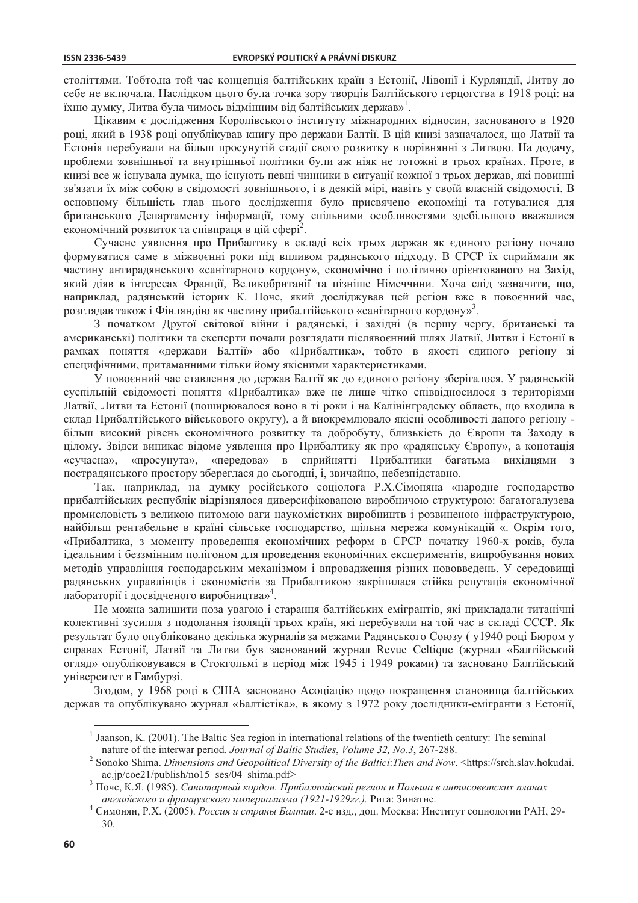століттями. Тобто,на той час концепція балтійських країн з Естонії, Лівонії і Курляндії, Литву до себе не включала. Наслідком цього була точка зору творців Балтійського герцогства в 1918 році: на їхню думку, Литва була чимось відмінним від балтійських держав»[1].

Цікавим є дослідження Королівського інституту міжнародних відносин, заснованого в 1920 році, який в 1938 році опублікував книгу про держави Балтії. В цій книзі зазначалося, що Латвії та Естонія перебували на більш просунутій стадії свого розвитку в порівнянні з Литвою. На додачу, проблеми зовнішньої та внутрішньої політики були аж ніяк не тотожні в трьох країнах. Проте, в книзі все ж існувала думка, що існують певні чинники в ситуації кожної з трьох держав, які повинні зв'язати їх між собою в свідомості зовнішнього, і в деякій мірі, навіть у своїй власній свідомості. В основному більшість глав цього дослідження було присвячено економіці та готувалися для британського Департаменту інформації, тому спільними особливостями здебільшого вважалися економічний розвиток та співпраця в цій сфері[2].

Сучасне уявлення про Прибалтику в складі всіх трьох держав як єдиного регіону почало формуватися саме в міжвоєнні роки під впливом радянського підходу. В СРСР їх сприймали як частину антирадянського «санітарного кордону», економічно і політично орієнтованого на Захід, який діяв в інтересах Франції, Великобританії та пізніше Німеччини. Хоча слід зазначити, що, наприклад, радянський історик К. Почс, який досліджував цей регіон вже в повоєнний час, розглядав також і Фінляндію як частину прибалтійського «санітарного кордону»[3].

З початком Другої світової війни і радянські, і західні (в першу чергу, британські та американські) політики та експерти почали розглядати післявоєнний шлях Латвії, Литви і Естонії в рамках поняття «держави Балтії» або «Прибалтика», тобто в якості єдиного регіону зі специфічними, притаманними тільки йому якісними характеристиками.

У повоєнний час ставлення до держав Балтії як до єдиного регіону зберігалося. У радянській суспільній свідомості поняття «Прибалтика» вже не лише чітко співвідносилося з територіями Латвії, Литви та Естонії (поширювалося воно в ті роки і на Калінінградську область, що входила в склад Прибалтійського військового округу), а й виокремлювало якісні особливості даного регіону - більш високий рівень економічного розвитку та добробуту, близькість до Європи та Заходу в цілому. Звідси виникає відоме уявлення про Прибалтику як про «радянську Європу», а конотація «сучасна», «просунута», «передова» в сприйнятті Прибалтики багатьма вихідцями з пострадянського простору збереглася до сьогодні, і, звичайно, небезпідставно.

Так, наприклад, на думку російського соціолога Р.Х.Сімоняна «народне господарство прибалтійських республік відрізнялося диверсифікованою виробничою структурою: багатогалузева промисловість з великою питомою ваги наукомістких виробництв і розвиненою інфраструктурою, найбільш рентабельне в країні сільське господарство, щільна мережа комунікацій «. Окрім того, «Прибалтика, з моменту проведення економічних реформ в СРСР початку 1960-х років, була ідеальним і беззмінним полігоном для проведення економічних експериментів, випробування нових методів управління господарським механізмом і впровадження різних нововведень. У середовищі радянських управлінців і економістів за Прибалтикою закріпилася стійка репутація економічної лабораторії і досвідченого виробництва»[4].

Не можна залишити поза увагою і старання балтійських емігрантів, які прикладали титанічні колективні зусилля з подолання ізоляції трьох країн, які перебували на той час в складі СССР. Як результат було опубліковано декілька журналів за межами Радянського Союзу ( у1940 році Бюром у справах Естонії, Латвії та Литви був заснований журнал Revue Celtique (журнал «Балтійський огляд» опубліковувався в Стокгольмі в період між 1945 і 1949 роками) та засновано Балтійський університет в Гамбурзі.

Згодом, у 1968 році в США засновано Асоціацію щодо покращення становища балтійських держав та опубліковано журнал «Балтістіка», в якому з 1972 року дослідники-емігранти з Естонії,

---

[1] Jaanson, K. (2001). The Baltic Sea region in international relations of the twentieth century: The seminal nature of the interwar period. *Journal of Baltic Studies*, *Volume 32, No.3*, 267-288.

[2] Sonoko Shima. *Dimensions and Geopolitical Diversity of the Baltici*:*Then and Now*. <https://srch.slav.hokudai.ac.jp/coe21/publish/no15_ses/04_shima.pdf>

[3] Почс, К.Я. (1985). *Санитарный кордон. Прибалтийский регион и Польша в антисоветских планах английского и французского империализма (1921-1929гг.).* Рига: Зинатне.

[4] Симонян, Р.Х. (2005). *Россия и страны Балтии*. 2-е изд., доп. Москва: Институт социологии РАН, 29-30.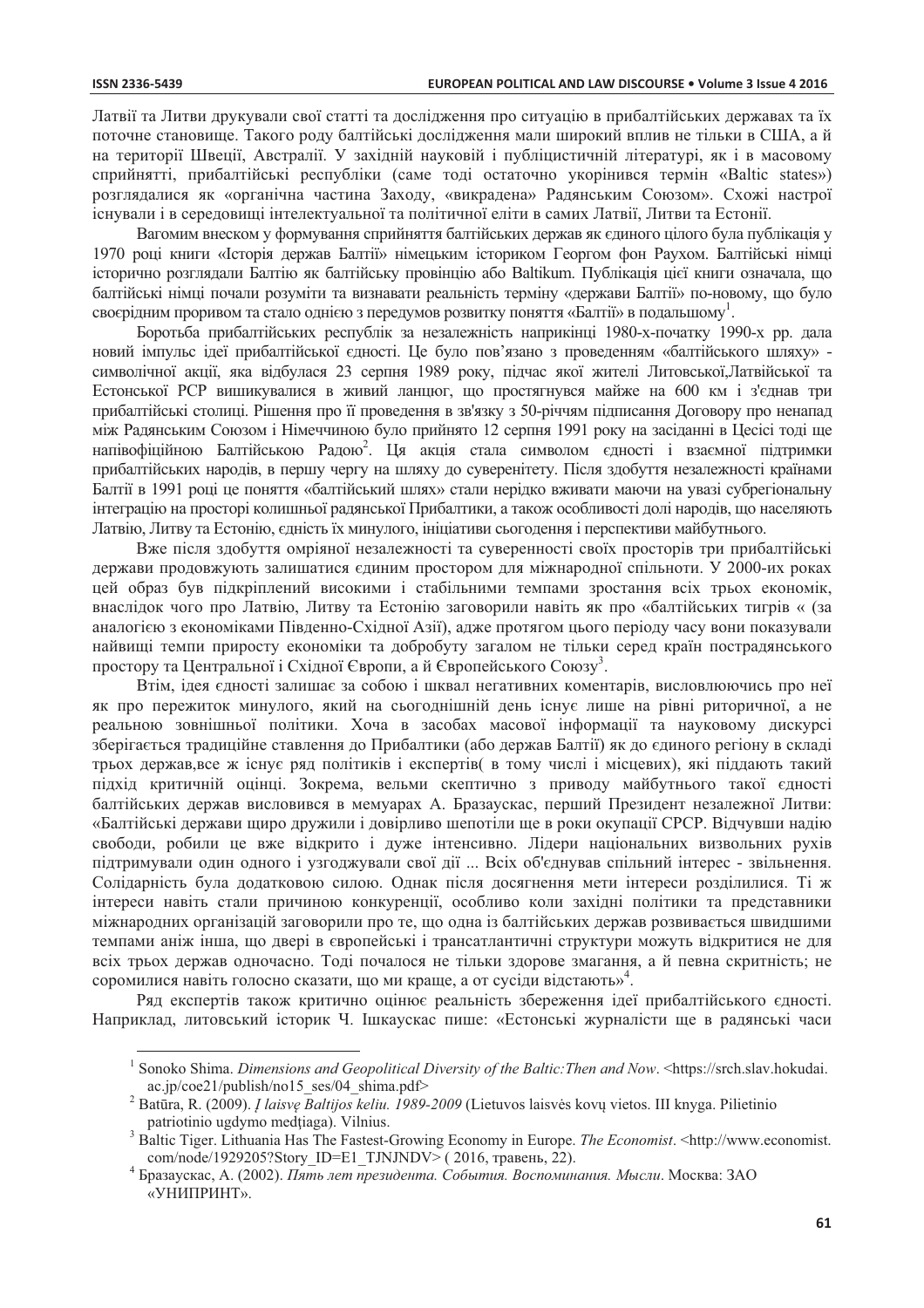Латвії та Литви друкували свої статті та дослідження про ситуацію в прибалтійських державах та їх поточне становище. Такого роду балтійські дослідження мали широкий вплив не тільки в США, а й на території Швеції, Австралії. У західній науковій і публіцистичній літературі, як і в масовому сприйнятті, прибалтійські республіки (саме тоді остаточно укорінився термін «Baltic states») розглядалися як «органічна частина Заходу, «викрадена» Радянським Союзом». Схожі настрої існували і в середовищі інтелектуальної та політичної еліти в самих Латвії, Литви та Естонії.

Вагомим внеском у формування сприйняття балтійських держав як єдиного цілого була публікація у 1970 році книги «Історія держав Балтії» німецьким істориком Георгом фон Раухом. Балтійські німці історично розглядали Балтію як балтійську провінцію або Baltikum. Публікація цієї книги означала, що балтійські німці почали розуміти та визнавати реальність терміну «держави Балтії» по-новому, що було своєрідним проривом та стало однією з передумов розвитку поняття «Балтії» в подальшому[1].

Боротьба прибалтійських республік за незалежність наприкінці 1980-х-початку 1990-х рр. дала новий імпульс ідеї прибалтійської єдності. Це було пов'язано з проведенням «балтійського шляху» - символічної акції, яка відбулася 23 серпня 1989 року, підчас якої жителі Литовської,Латвійської та Естонської РСР вишикувалися в живий ланцюг, що простягнувся майже на 600 км і з'єднав три прибалтійські столиці. Рішення про її проведення в зв'язку з 50-річчям підписання Договору про ненапад між Радянським Союзом і Німеччиною було прийнято 12 серпня 1991 року на засіданні в Цесісі тоді ще напівофіційною Балтійською Радою[2]. Ця акція стала символом єдності і взаємної підтримки прибалтійських народів, в першу чергу на шляху до суверенітету. Після здобуття незалежності країнами Балтії в 1991 році це поняття «балтійський шлях» стали нерідко вживати маючи на увазі субрегіональну інтеграцію на просторі колишньої радянської Прибалтики, а також особливості долі народів, що населяють Латвію, Литву та Естонію, єдність їх минулого, ініціативи сьогодення і перспективи майбутнього.

Вже після здобуття омріяної незалежності та суверенності своїх просторів три прибалтійські держави продовжують залишатися єдиним простором для міжнародної спільноти. У 2000-их роках цей образ був підкріплений високими і стабільними темпами зростання всіх трьох економік, внаслідок чого про Латвію, Литву та Естонію заговорили навіть як про «балтійських тигрів « (за аналогією з економіками Південно-Східної Азії), адже протягом цього періоду часу вони показували найвищі темпи приросту економіки та добробуту загалом не тільки серед країн пострадянського простору та Центральної і Східної Європи, а й Європейського Союзу[3].

Втім, ідея єдності залишає за собою і шквал негативних коментарів, висловлюючись про неї як про пережиток минулого, який на сьогоднішній день існує лише на рівні риторичної, а не реальною зовнішньої політики. Хоча в засобах масової інформації та науковому дискурсі зберігається традиційне ставлення до Прибалтики (або держав Балтії) як до єдиного регіону в складі трьох держав,все ж існує ряд політиків і експертів( в тому числі і місцевих), які піддають такий підхід критичній оцінці. Зокрема, вельми скептично з приводу майбутнього такої єдності балтійських держав висловився в мемуарах А. Бразаускас, перший Президент незалежної Литви: «Балтійські держави щиро дружили і довірливо шепотіли ще в роки окупації СРСР. Відчувши надію свободи, робили це вже відкрито і дуже інтенсивно. Лідери національних визвольних рухів підтримували один одного і узгоджували свої дії ... Всіх об'єднував спільний інтерес - звільнення. Солідарність була додатковою силою. Однак після досягнення мети інтереси розділилися. Ті ж інтереси навіть стали причиною конкуренції, особливо коли західні політики та представники міжнародних організацій заговорили про те, що одна із балтійських держав розвивається швидшими темпами аніж інша, що двері в європейські і трансатлантичні структури можуть відкритися не для всіх трьох держав одночасно. Тоді почалося не тільки здорове змагання, а й певна скритність; не соромилися навіть голосно сказати, що ми краще, а от сусіди відстають»[4].

Ряд експертів також критично оцінює реальність збереження ідеї прибалтійського єдності. Наприклад, литовський історик Ч. Ішкаускас пише: «Естонські журналісти ще в радянські часи

---

[1] Sonoko Shima. *Dimensions and Geopolitical Diversity of the Baltic:Then and Now*. <https://srch.slav.hokudai.ac.jp/coe21/publish/no15_ses/04_shima.pdf>

[2] Batūra, R. (2009). *Į laisvę Baltijos keliu. 1989-2009* (Lietuvos laisvės kovų vietos. III knyga. Pilietinio patriotinio ugdymo medţiaga). Vilnius.

[3] Baltic Tiger. Lithuania Has The Fastest-Growing Economy in Europe. *The Economist*. <http://www.economist.com/node/1929205?Story_ID=E1_TJNJNDV> ( 2016, травень, 22).

[4] Бразаускас, А. (2002). *Пять лет президента. События. Воспоминания. Мысли*. Москва: ЗАО «УНИПРИНТ».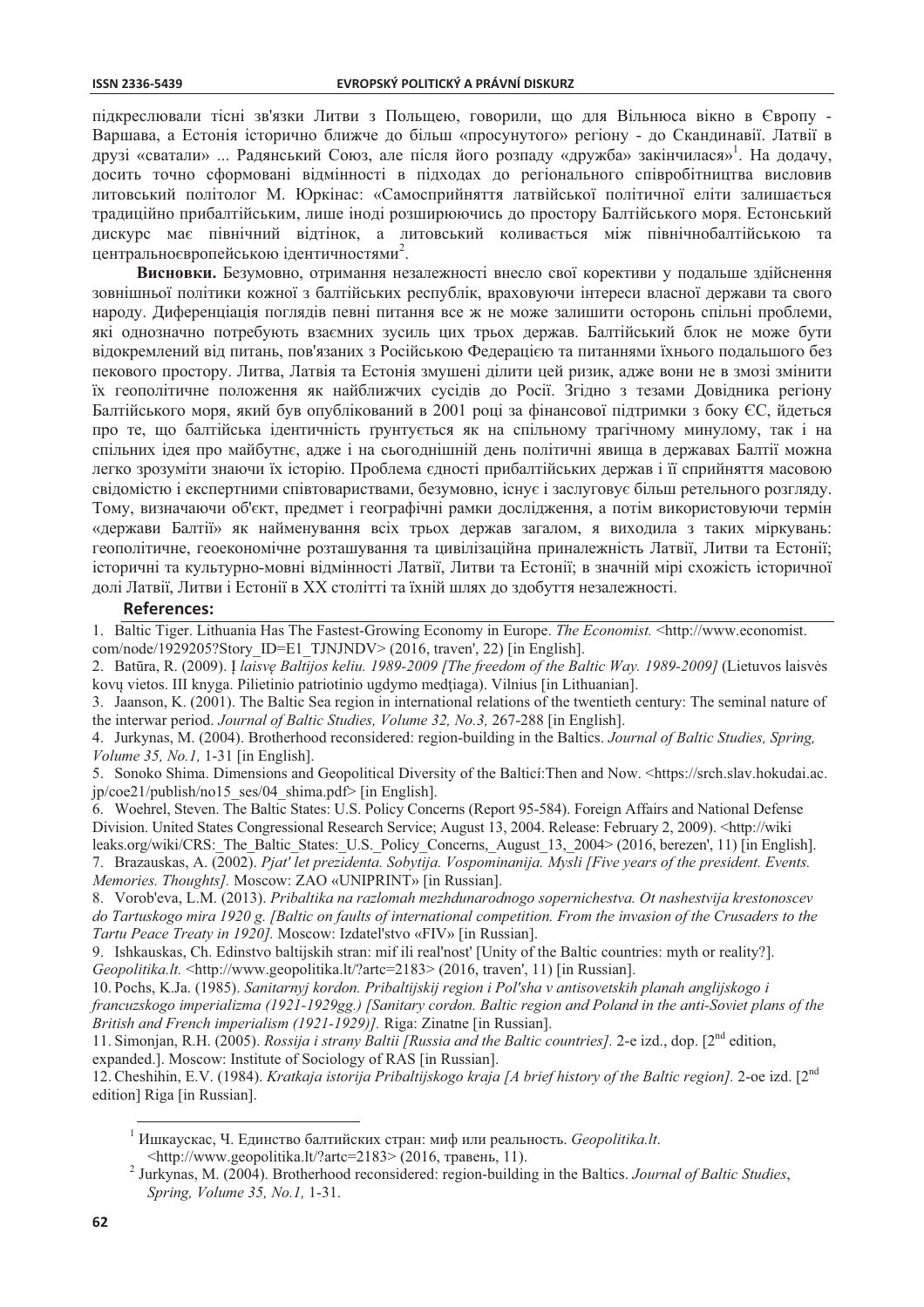підкреслювали тісні зв'язки Литви з Польщею, говорили, що для Вільнюса вікно в Європу - Варшава, а Естонія історично ближче до більш «просунутого» регіону - до Скандинавії. Латвії в друзі «сватали» ... Радянський Союз, але після його розпаду «дружба» закінчилася»[1]. На додачу, досить точно сформовані відмінності в підходах до регіонального співробітництва висловив литовський політолог М. Юркінас: «Самосприйняття латвійської політичної еліти залишається традиційно прибалтійським, лише іноді розширюючись до простору Балтійського моря. Естонський дискурс має північний відтінок, а литовський коливається між північнобалтійською та центральноєвропейською ідентичностями[2].

**Висновки.** Безумовно, отримання незалежності внесло свої корективи у подальше здійснення зовнішньої політики кожної з балтійських республік, враховуючи інтереси власної держави та свого народу. Диференціація поглядів певні питання все ж не може залишити осторонь спільні проблеми, які однозначно потребують взаємних зусиль цих трьох держав. Балтійський блок не може бути відокремлений від питань, пов'язаних з Російською Федерацією та питаннями їхнього подальшого без пекового простору. Литва, Латвія та Естонія змушені ділити цей ризик, адже вони не в змозі змінити їх геополітичне положення як найближчих сусідів до Росії. Згідно з тезами Довідника регіону Балтійського моря, який був опублікований в 2001 році за фінансової підтримки з боку ЄС, йдеться про те, що балтійська ідентичність ґрунтується як на спільному трагічному минулому, так і на спільних ідея про майбутнє, адже і на сьогоднішній день політичні явища в державах Балтії можна легко зрозуміти знаючи їх історію. Проблема єдності прибалтійських держав і її сприйняття масовою свідомістю і експертними співтовариствами, безумовно, існує і заслуговує більш ретельного розгляду. Тому, визначаючи об'єкт, предмет і географічні рамки дослідження, а потім використовуючи термін «держави Балтії» як найменування всіх трьох держав загалом, я виходила з таких міркувань: геополітичне, геоекономічне розташування та цивілізаційна приналежність Латвії, Литви та Естонії; історичні та культурно-мовні відмінності Латвії, Литви та Естонії; в значній мірі схожість історичної долі Латвії, Литви і Естонії в XX столітті та їхній шлях до здобуття незалежності.

## References:

1. Baltic Tiger. Lithuania Has The Fastest-Growing Economy in Europe. *The Economist.* <http://www.economist.com/node/1929205?Story_ID=E1_TJNJNDV> (2016, traven', 22) [in English].
2. Batūra, R. (2009). *Į laisvę Baltijos keliu. 1989-2009 [The freedom of the Baltic Way. 1989-2009]* (Lietuvos laisvės kovų vietos. III knyga. Pilietinio patriotinio ugdymo medţiaga). Vilnius [in Lithuanian].
3. Jaanson, K. (2001). The Baltic Sea region in international relations of the twentieth century: The seminal nature of the interwar period. *Journal of Baltic Studies, Volume 32, No.3,* 267-288 [in English].
4. Jurkynas, M. (2004). Brotherhood reconsidered: region-building in the Baltics. *Journal of Baltic Studies, Spring, Volume 35, No.1,* 1-31 [in English].
5. Sonoko Shima. Dimensions and Geopolitical Diversity of the Balticí:Then and Now. <https://srch.slav.hokudai.ac.jp/coe21/publish/no15_ses/04_shima.pdf> [in English].
6. Woehrel, Steven. The Baltic States: U.S. Policy Concerns (Report 95-584). Foreign Affairs and National Defense Division. United States Congressional Research Service; August 13, 2004. Release: February 2, 2009). <http://wikileaks.org/wiki/CRS:_The_Baltic_States:_U.S._Policy_Concerns,_August_13,_2004> (2016, berezen', 11) [in English].
7. Brazauskas, A. (2002). *Pjat' let prezidenta. Sobytija. Vospominanija. Mysli [Five years of the president. Events. Memories. Thoughts].* Moscow: ZAO «UNIPRINT» [in Russian].
8. Vorob'eva, L.M. (2013). *Pribaltika na razlomah mezhdunarodnogo sopernichestva. Ot nashestvija krestonoscev do Tartuskogo mira 1920 g. [Baltic on faults of international competition. From the invasion of the Crusaders to the Tartu Peace Treaty in 1920].* Moscow: Izdatel'stvo «FIV» [in Russian].
9. Ishkauskas, Ch. Edinstvo baltijskih stran: mif ili real'nost' [Unity of the Baltic countries: myth or reality?]. *Geopolitika.lt.* <http://www.geopolitika.lt/?artc=2183> (2016, traven', 11) [in Russian].
10. Pochs, K.Ja. (1985). *Sanitarnyj kordon. Pribaltijskij region i Pol'sha v antisovetskih planah anglijskogo i francuzskogo imperializma (1921-1929gg.) [Sanitary cordon. Baltic region and Poland in the anti-Soviet plans of the British and French imperialism (1921-1929)].* Riga: Zinatne [in Russian].
11. Simonjan, R.H. (2005). *Rossija i strany Baltii [Russia and the Baltic countries].* 2-e izd., dop. [2nd edition, expanded.]. Moscow: Institute of Sociology of RAS [in Russian].
12. Cheshihin, E.V. (1984). *Kratkaja istorija Pribaltijskogo kraja [A brief history of the Baltic region].* 2-oe izd. [2nd edition] Riga [in Russian].

---

[1] Ишкаускас, Ч. Единство балтийских стран: миф или реальность. *Geopolitika.lt.* <http://www.geopolitika.lt/?artc=2183> (2016, травень, 11).

[2] Jurkynas, M. (2004). Brotherhood reconsidered: region-building in the Baltics. *Journal of Baltic Studies, Spring, Volume 35, No.1,* 1-31.